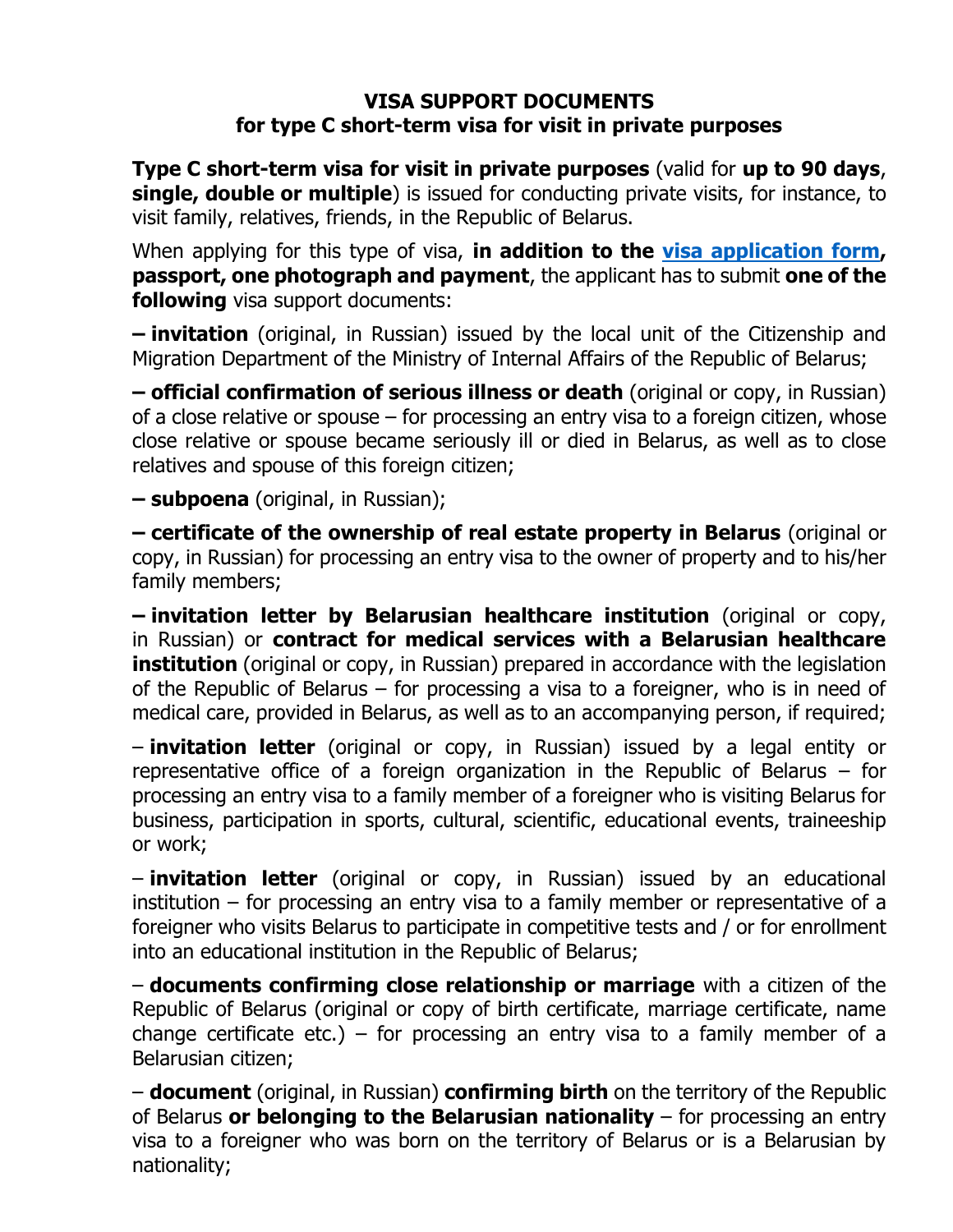# VISA SUPPORT DOCUMENTS
## for type C short-term visa for visit in private purposes

**Type C short-term visa for visit in private purposes** (valid for **up to 90 days**, **single, double or multiple**) is issued for conducting private visits, for instance, to visit family, relatives, friends, in the Republic of Belarus.

When applying for this type of visa, **in addition to the visa application form, passport, one photograph and payment**, the applicant has to submit **one of the following** visa support documents:

**– invitation** (original, in Russian) issued by the local unit of the Citizenship and Migration Department of the Ministry of Internal Affairs of the Republic of Belarus;

**– official confirmation of serious illness or death** (original or copy, in Russian) of a close relative or spouse – for processing an entry visa to a foreign citizen, whose close relative or spouse became seriously ill or died in Belarus, as well as to close relatives and spouse of this foreign citizen;

**– subpoena** (original, in Russian);

**– certificate of the ownership of real estate property in Belarus** (original or copy, in Russian) for processing an entry visa to the owner of property and to his/her family members;

**– invitation letter by Belarusian healthcare institution** (original or copy, in Russian) or **contract for medical services with a Belarusian healthcare institution** (original or copy, in Russian) prepared in accordance with the legislation of the Republic of Belarus – for processing a visa to a foreigner, who is in need of medical care, provided in Belarus, as well as to an accompanying person, if required;

– **invitation letter** (original or copy, in Russian) issued by a legal entity or representative office of a foreign organization in the Republic of Belarus – for processing an entry visa to a family member of a foreigner who is visiting Belarus for business, participation in sports, cultural, scientific, educational events, traineeship or work;

– **invitation letter** (original or copy, in Russian) issued by an educational institution – for processing an entry visa to a family member or representative of a foreigner who visits Belarus to participate in competitive tests and / or for enrollment into an educational institution in the Republic of Belarus;

– **documents confirming close relationship or marriage** with a citizen of the Republic of Belarus (original or copy of birth certificate, marriage certificate, name change certificate etc.) – for processing an entry visa to a family member of a Belarusian citizen;

– **document** (original, in Russian) **confirming birth** on the territory of the Republic of Belarus **or belonging to the Belarusian nationality** – for processing an entry visa to a foreigner who was born on the territory of Belarus or is a Belarusian by nationality;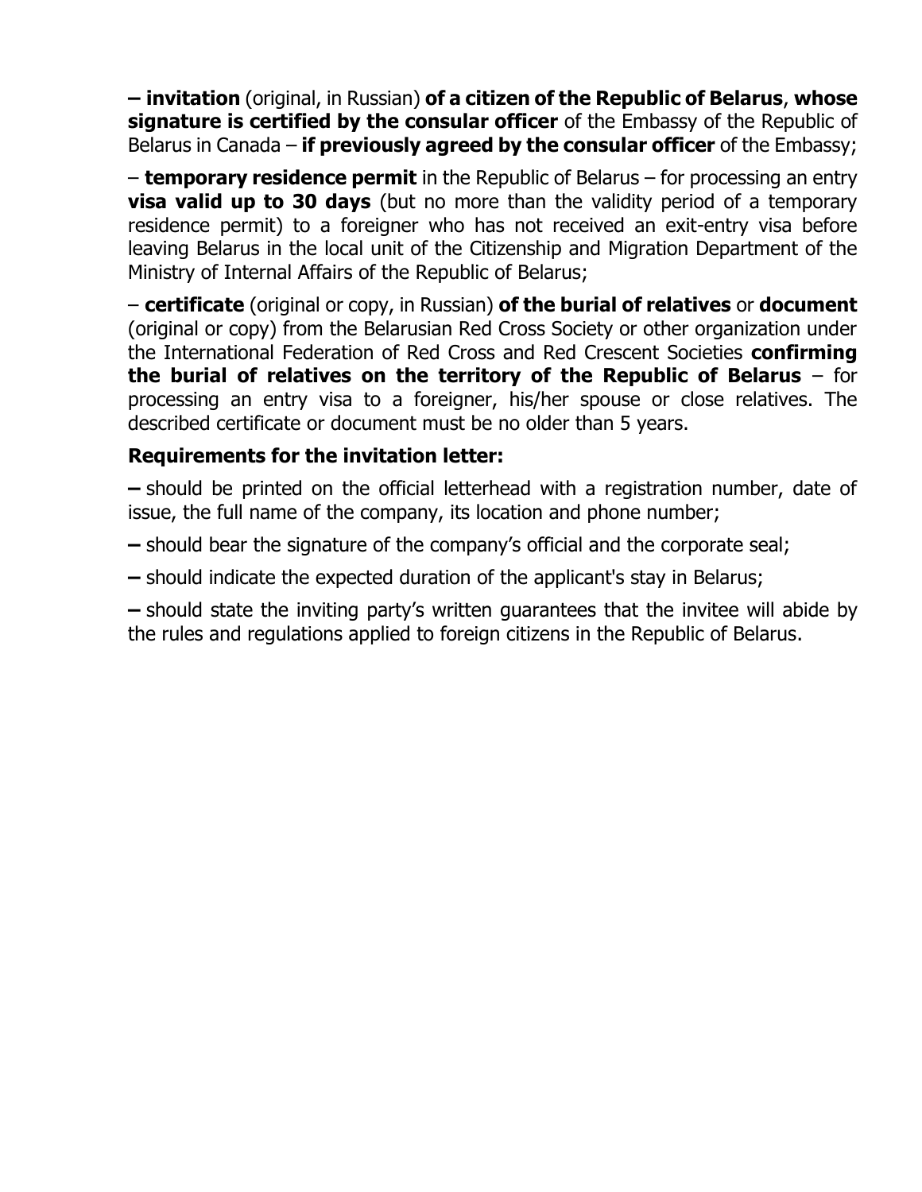**– invitation** (original, in Russian) **of a citizen of the Republic of Belarus**, **whose signature is certified by the consular officer** of the Embassy of the Republic of Belarus in Canada – **if previously agreed by the consular officer** of the Embassy;

– **temporary residence permit** in the Republic of Belarus – for processing an entry **visa valid up to 30 days** (but no more than the validity period of a temporary residence permit) to a foreigner who has not received an exit-entry visa before leaving Belarus in the local unit of the Citizenship and Migration Department of the Ministry of Internal Affairs of the Republic of Belarus;

– **certificate** (original or copy, in Russian) **of the burial of relatives** or **document** (original or copy) from the Belarusian Red Cross Society or other organization under the International Federation of Red Cross and Red Crescent Societies **confirming the burial of relatives on the territory of the Republic of Belarus** – for processing an entry visa to a foreigner, his/her spouse or close relatives. The described certificate or document must be no older than 5 years.

**Requirements for the invitation letter:**

**–** should be printed on the official letterhead with a registration number, date of issue, the full name of the company, its location and phone number;

**–** should bear the signature of the company's official and the corporate seal;

**–** should indicate the expected duration of the applicant's stay in Belarus;

**–** should state the inviting party's written guarantees that the invitee will abide by the rules and regulations applied to foreign citizens in the Republic of Belarus.